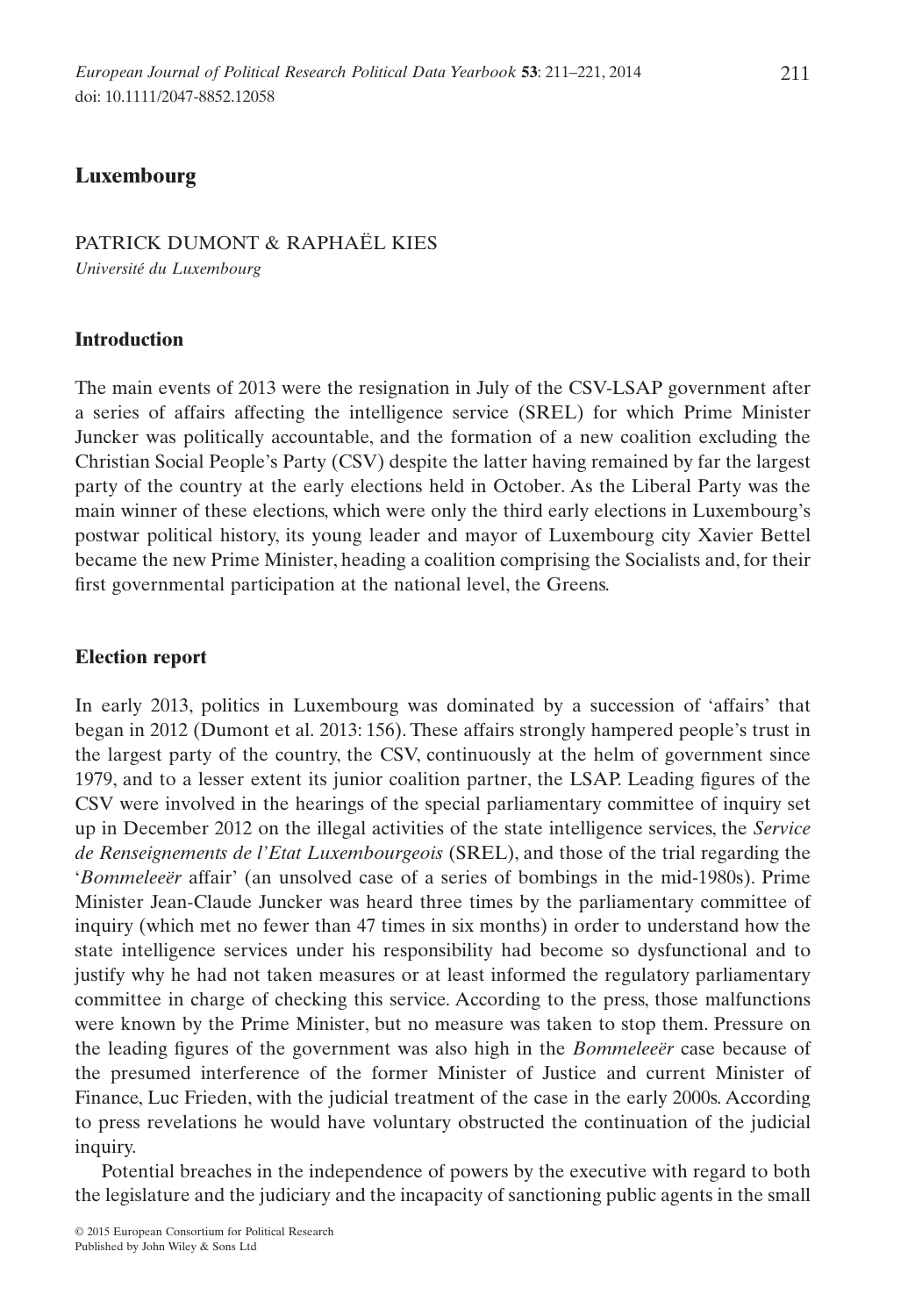# Luxembourg

PATRICK DUMONT & RAPHAËL KIES

*Université du Luxembourg*

## Introduction

The main events of 2013 were the resignation in July of the CSV-LSAP government after a series of affairs affecting the intelligence service (SREL) for which Prime Minister Juncker was politically accountable, and the formation of a new coalition excluding the Christian Social People's Party (CSV) despite the latter having remained by far the largest party of the country at the early elections held in October. As the Liberal Party was the main winner of these elections, which were only the third early elections in Luxembourg's postwar political history, its young leader and mayor of Luxembourg city Xavier Bettel became the new Prime Minister, heading a coalition comprising the Socialists and, for their first governmental participation at the national level, the Greens.

## Election report

In early 2013, politics in Luxembourg was dominated by a succession of 'affairs' that began in 2012 (Dumont et al. 2013: 156). These affairs strongly hampered people's trust in the largest party of the country, the CSV, continuously at the helm of government since 1979, and to a lesser extent its junior coalition partner, the LSAP. Leading figures of the CSV were involved in the hearings of the special parliamentary committee of inquiry set up in December 2012 on the illegal activities of the state intelligence services, the *Service de Renseignements de l'Etat Luxembourgeois* (SREL), and those of the trial regarding the '*Bommeleeër* affair' (an unsolved case of a series of bombings in the mid-1980s). Prime Minister Jean-Claude Juncker was heard three times by the parliamentary committee of inquiry (which met no fewer than 47 times in six months) in order to understand how the state intelligence services under his responsibility had become so dysfunctional and to justify why he had not taken measures or at least informed the regulatory parliamentary committee in charge of checking this service. According to the press, those malfunctions were known by the Prime Minister, but no measure was taken to stop them. Pressure on the leading figures of the government was also high in the *Bommeleeër* case because of the presumed interference of the former Minister of Justice and current Minister of Finance, Luc Frieden, with the judicial treatment of the case in the early 2000s. According to press revelations he would have voluntary obstructed the continuation of the judicial inquiry.

Potential breaches in the independence of powers by the executive with regard to both the legislature and the judiciary and the incapacity of sanctioning public agents in the small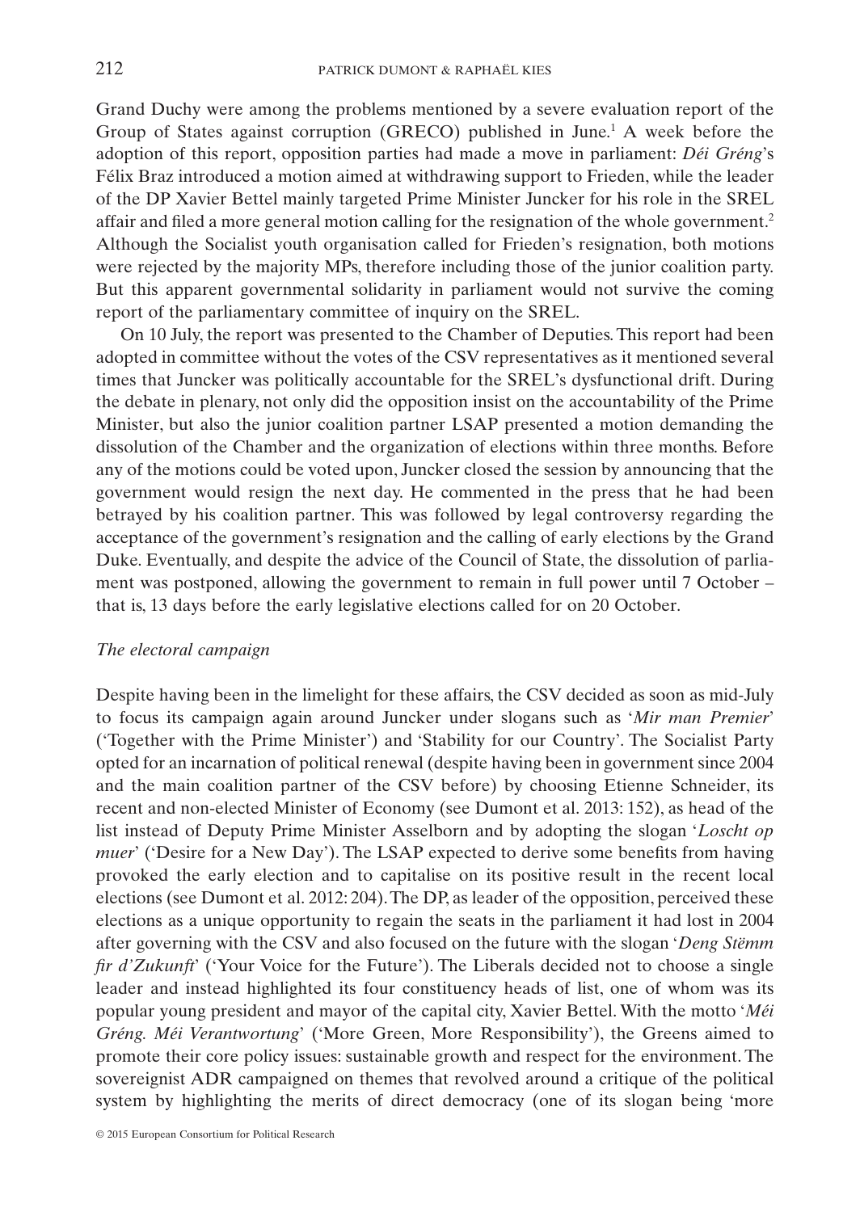Grand Duchy were among the problems mentioned by a severe evaluation report of the Group of States against corruption (GRECO) published in June.[1] A week before the adoption of this report, opposition parties had made a move in parliament: *Déi Gréng*'s Félix Braz introduced a motion aimed at withdrawing support to Frieden, while the leader of the DP Xavier Bettel mainly targeted Prime Minister Juncker for his role in the SREL affair and filed a more general motion calling for the resignation of the whole government.[2] Although the Socialist youth organisation called for Frieden's resignation, both motions were rejected by the majority MPs, therefore including those of the junior coalition party. But this apparent governmental solidarity in parliament would not survive the coming report of the parliamentary committee of inquiry on the SREL.

On 10 July, the report was presented to the Chamber of Deputies. This report had been adopted in committee without the votes of the CSV representatives as it mentioned several times that Juncker was politically accountable for the SREL's dysfunctional drift. During the debate in plenary, not only did the opposition insist on the accountability of the Prime Minister, but also the junior coalition partner LSAP presented a motion demanding the dissolution of the Chamber and the organization of elections within three months. Before any of the motions could be voted upon, Juncker closed the session by announcing that the government would resign the next day. He commented in the press that he had been betrayed by his coalition partner. This was followed by legal controversy regarding the acceptance of the government's resignation and the calling of early elections by the Grand Duke. Eventually, and despite the advice of the Council of State, the dissolution of parliament was postponed, allowing the government to remain in full power until 7 October – that is, 13 days before the early legislative elections called for on 20 October.

### *The electoral campaign*

Despite having been in the limelight for these affairs, the CSV decided as soon as mid-July to focus its campaign again around Juncker under slogans such as '*Mir man Premier*' ('Together with the Prime Minister') and 'Stability for our Country'. The Socialist Party opted for an incarnation of political renewal (despite having been in government since 2004 and the main coalition partner of the CSV before) by choosing Etienne Schneider, its recent and non-elected Minister of Economy (see Dumont et al. 2013: 152), as head of the list instead of Deputy Prime Minister Asselborn and by adopting the slogan '*Loscht op muer*' ('Desire for a New Day'). The LSAP expected to derive some benefits from having provoked the early election and to capitalise on its positive result in the recent local elections (see Dumont et al. 2012: 204). The DP, as leader of the opposition, perceived these elections as a unique opportunity to regain the seats in the parliament it had lost in 2004 after governing with the CSV and also focused on the future with the slogan '*Deng Stëmm fir d'Zukunft*' ('Your Voice for the Future'). The Liberals decided not to choose a single leader and instead highlighted its four constituency heads of list, one of whom was its popular young president and mayor of the capital city, Xavier Bettel. With the motto '*Méi Gréng. Méi Verantwortung*' ('More Green, More Responsibility'), the Greens aimed to promote their core policy issues: sustainable growth and respect for the environment. The sovereignist ADR campaigned on themes that revolved around a critique of the political system by highlighting the merits of direct democracy (one of its slogan being 'more

© 2015 European Consortium for Political Research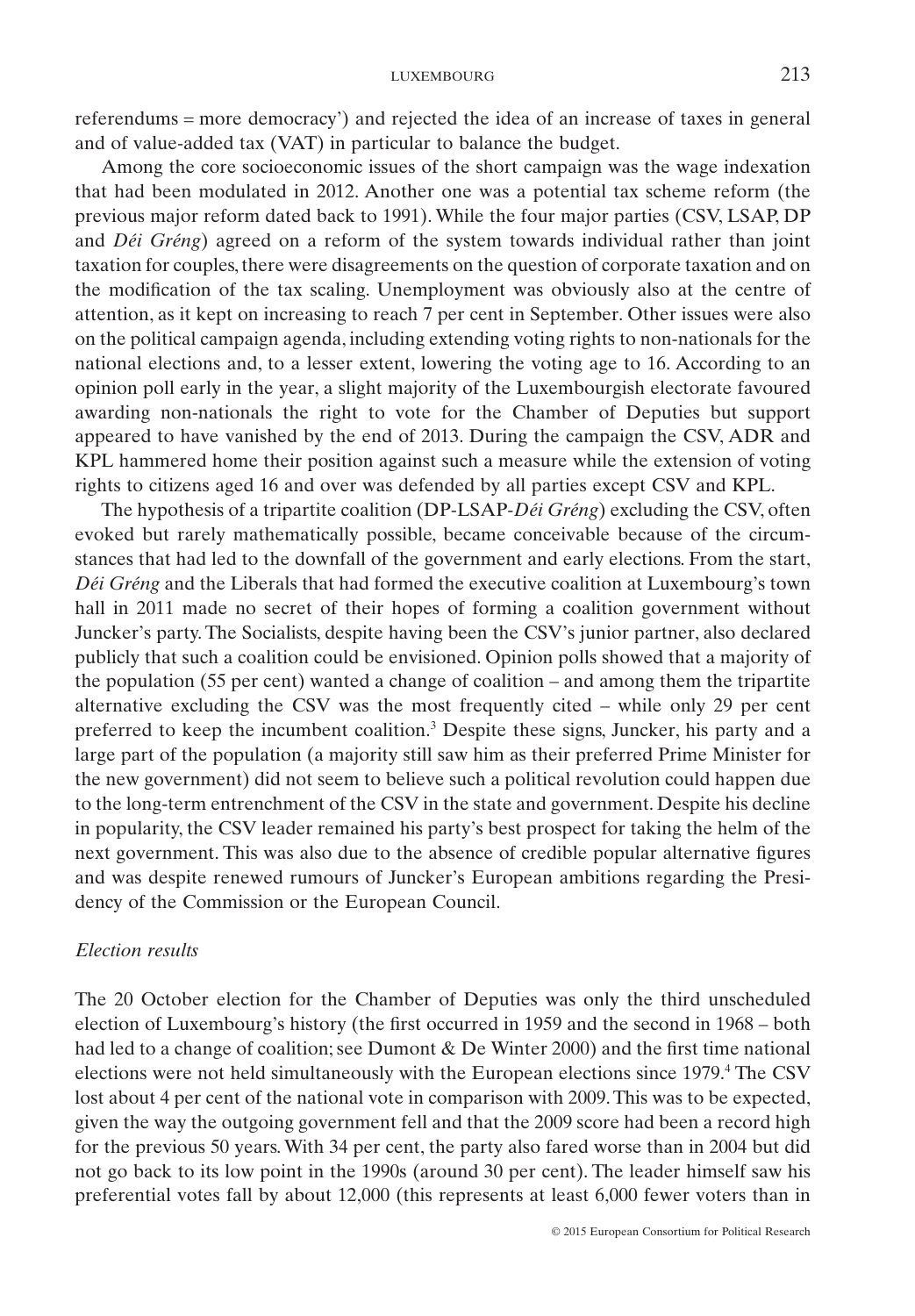referendums = more democracy') and rejected the idea of an increase of taxes in general and of value-added tax (VAT) in particular to balance the budget.

Among the core socioeconomic issues of the short campaign was the wage indexation that had been modulated in 2012. Another one was a potential tax scheme reform (the previous major reform dated back to 1991). While the four major parties (CSV, LSAP, DP and *Déi Gréng*) agreed on a reform of the system towards individual rather than joint taxation for couples, there were disagreements on the question of corporate taxation and on the modification of the tax scaling. Unemployment was obviously also at the centre of attention, as it kept on increasing to reach 7 per cent in September. Other issues were also on the political campaign agenda, including extending voting rights to non-nationals for the national elections and, to a lesser extent, lowering the voting age to 16. According to an opinion poll early in the year, a slight majority of the Luxembourgish electorate favoured awarding non-nationals the right to vote for the Chamber of Deputies but support appeared to have vanished by the end of 2013. During the campaign the CSV, ADR and KPL hammered home their position against such a measure while the extension of voting rights to citizens aged 16 and over was defended by all parties except CSV and KPL.

The hypothesis of a tripartite coalition (DP-LSAP-*Déi Gréng*) excluding the CSV, often evoked but rarely mathematically possible, became conceivable because of the circumstances that had led to the downfall of the government and early elections. From the start, *Déi Gréng* and the Liberals that had formed the executive coalition at Luxembourg's town hall in 2011 made no secret of their hopes of forming a coalition government without Juncker's party. The Socialists, despite having been the CSV's junior partner, also declared publicly that such a coalition could be envisioned. Opinion polls showed that a majority of the population (55 per cent) wanted a change of coalition – and among them the tripartite alternative excluding the CSV was the most frequently cited – while only 29 per cent preferred to keep the incumbent coalition.[3] Despite these signs, Juncker, his party and a large part of the population (a majority still saw him as their preferred Prime Minister for the new government) did not seem to believe such a political revolution could happen due to the long-term entrenchment of the CSV in the state and government. Despite his decline in popularity, the CSV leader remained his party's best prospect for taking the helm of the next government. This was also due to the absence of credible popular alternative figures and was despite renewed rumours of Juncker's European ambitions regarding the Presidency of the Commission or the European Council.

*Election results*

The 20 October election for the Chamber of Deputies was only the third unscheduled election of Luxembourg's history (the first occurred in 1959 and the second in 1968 – both had led to a change of coalition; see Dumont & De Winter 2000) and the first time national elections were not held simultaneously with the European elections since 1979.[4] The CSV lost about 4 per cent of the national vote in comparison with 2009. This was to be expected, given the way the outgoing government fell and that the 2009 score had been a record high for the previous 50 years. With 34 per cent, the party also fared worse than in 2004 but did not go back to its low point in the 1990s (around 30 per cent). The leader himself saw his preferential votes fall by about 12,000 (this represents at least 6,000 fewer voters than in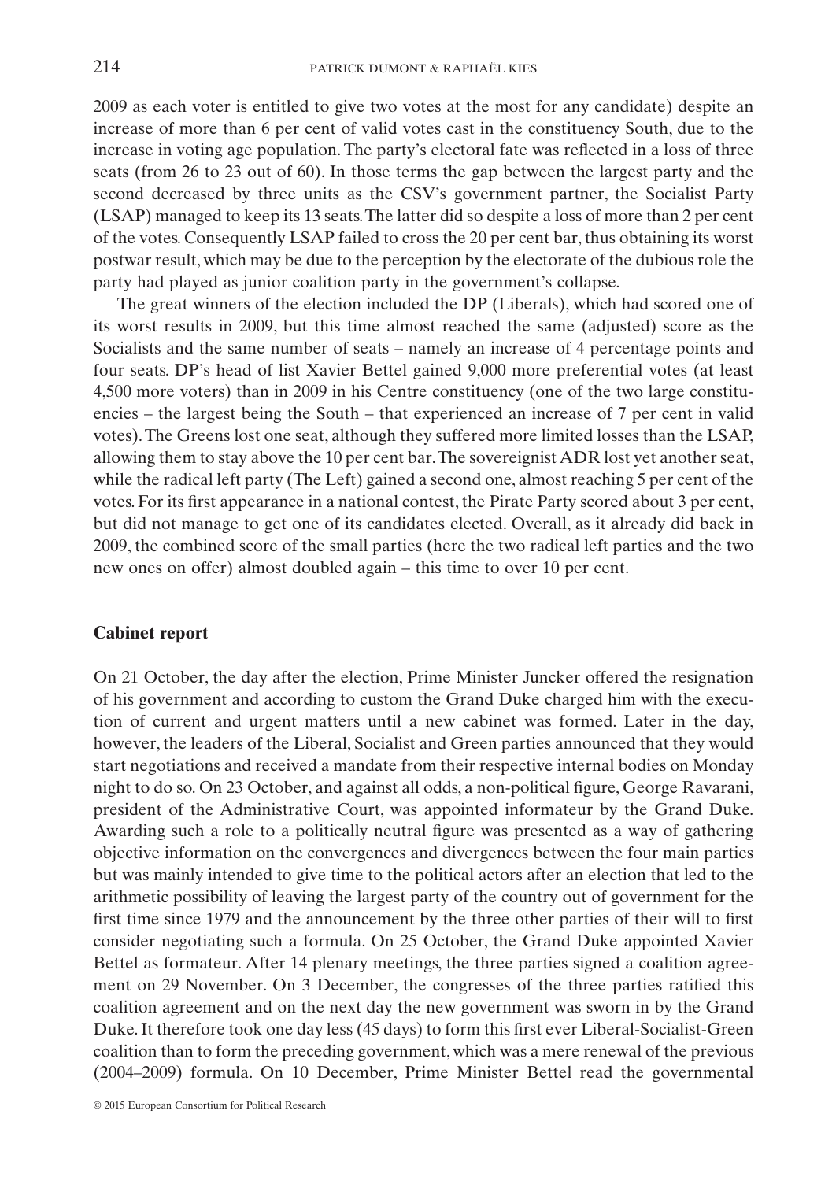2009 as each voter is entitled to give two votes at the most for any candidate) despite an increase of more than 6 per cent of valid votes cast in the constituency South, due to the increase in voting age population. The party's electoral fate was reflected in a loss of three seats (from 26 to 23 out of 60). In those terms the gap between the largest party and the second decreased by three units as the CSV's government partner, the Socialist Party (LSAP) managed to keep its 13 seats. The latter did so despite a loss of more than 2 per cent of the votes. Consequently LSAP failed to cross the 20 per cent bar, thus obtaining its worst postwar result, which may be due to the perception by the electorate of the dubious role the party had played as junior coalition party in the government's collapse.

The great winners of the election included the DP (Liberals), which had scored one of its worst results in 2009, but this time almost reached the same (adjusted) score as the Socialists and the same number of seats – namely an increase of 4 percentage points and four seats. DP's head of list Xavier Bettel gained 9,000 more preferential votes (at least 4,500 more voters) than in 2009 in his Centre constituency (one of the two large constituencies – the largest being the South – that experienced an increase of 7 per cent in valid votes). The Greens lost one seat, although they suffered more limited losses than the LSAP, allowing them to stay above the 10 per cent bar. The sovereignist ADR lost yet another seat, while the radical left party (The Left) gained a second one, almost reaching 5 per cent of the votes. For its first appearance in a national contest, the Pirate Party scored about 3 per cent, but did not manage to get one of its candidates elected. Overall, as it already did back in 2009, the combined score of the small parties (here the two radical left parties and the two new ones on offer) almost doubled again – this time to over 10 per cent.

## Cabinet report

On 21 October, the day after the election, Prime Minister Juncker offered the resignation of his government and according to custom the Grand Duke charged him with the execution of current and urgent matters until a new cabinet was formed. Later in the day, however, the leaders of the Liberal, Socialist and Green parties announced that they would start negotiations and received a mandate from their respective internal bodies on Monday night to do so. On 23 October, and against all odds, a non-political figure, George Ravarani, president of the Administrative Court, was appointed informateur by the Grand Duke. Awarding such a role to a politically neutral figure was presented as a way of gathering objective information on the convergences and divergences between the four main parties but was mainly intended to give time to the political actors after an election that led to the arithmetic possibility of leaving the largest party of the country out of government for the first time since 1979 and the announcement by the three other parties of their will to first consider negotiating such a formula. On 25 October, the Grand Duke appointed Xavier Bettel as formateur. After 14 plenary meetings, the three parties signed a coalition agreement on 29 November. On 3 December, the congresses of the three parties ratified this coalition agreement and on the next day the new government was sworn in by the Grand Duke. It therefore took one day less (45 days) to form this first ever Liberal-Socialist-Green coalition than to form the preceding government, which was a mere renewal of the previous (2004–2009) formula. On 10 December, Prime Minister Bettel read the governmental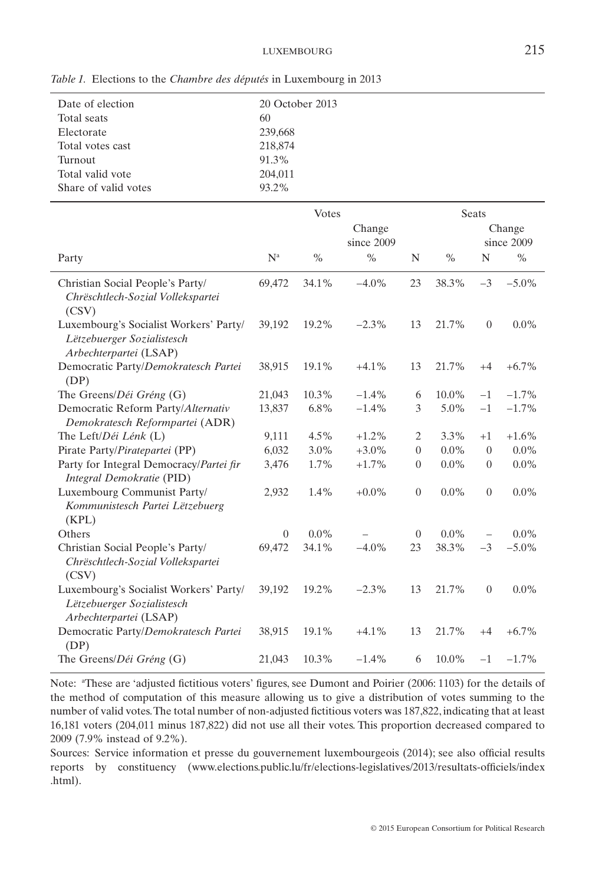*Table 1.* Elections to the *Chambre des députés* in Luxembourg in 2013

| | |
|---|---|
| Date of election | 20 October 2013 |
| Total seats | 60 |
| Electorate | 239,668 |
| Total votes cast | 218,874 |
| Turnout | 91.3% |
| Total valid vote | 204,011 |
| Share of valid votes | 93.2% |

| | Votes | | | Seats | | | |
|---|---|---|---|---|---|---|---|
| | | | Change since 2009 | | | Change since 2009 | |
| Party | N[a] | % | % | N | % | N | % |
| Christian Social People's Party/ *Chrëschtlech-Sozial Vollekspartei* (CSV) | 69,472 | 34.1% | −4.0% | 23 | 38.3% | −3 | −5.0% |
| Luxembourg's Socialist Workers' Party/ *Lëtzebuerger Sozialistesch Arbechterpartei* (LSAP) | 39,192 | 19.2% | −2.3% | 13 | 21.7% | 0 | 0.0% |
| Democratic Party/*Demokratesch Partei* (DP) | 38,915 | 19.1% | +4.1% | 13 | 21.7% | +4 | +6.7% |
| The Greens/*Déi Gréng* (G) | 21,043 | 10.3% | −1.4% | 6 | 10.0% | −1 | −1.7% |
| Democratic Reform Party/*Alternativ Demokratesch Reformpartei* (ADR) | 13,837 | 6.8% | −1.4% | 3 | 5.0% | −1 | −1.7% |
| The Left/*Déi Lénk* (L) | 9,111 | 4.5% | +1.2% | 2 | 3.3% | +1 | +1.6% |
| Pirate Party/*Piratepartei* (PP) | 6,032 | 3.0% | +3.0% | 0 | 0.0% | 0 | 0.0% |
| Party for Integral Democracy/*Partei fir Integral Demokratie* (PID) | 3,476 | 1.7% | +1.7% | 0 | 0.0% | 0 | 0.0% |
| Luxembourg Communist Party/ *Kommunistesch Partei Lëtzebuerg* (KPL) | 2,932 | 1.4% | +0.0% | 0 | 0.0% | 0 | 0.0% |
| Others | 0 | 0.0% | – | 0 | 0.0% | – | 0.0% |
| Christian Social People's Party/ *Chrëschtlech-Sozial Vollekspartei* (CSV) | 69,472 | 34.1% | −4.0% | 23 | 38.3% | −3 | −5.0% |
| Luxembourg's Socialist Workers' Party/ *Lëtzebuerger Sozialistesch Arbechterpartei* (LSAP) | 39,192 | 19.2% | −2.3% | 13 | 21.7% | 0 | 0.0% |
| Democratic Party/*Demokratesch Partei* (DP) | 38,915 | 19.1% | +4.1% | 13 | 21.7% | +4 | +6.7% |
| The Greens/*Déi Gréng* (G) | 21,043 | 10.3% | −1.4% | 6 | 10.0% | −1 | −1.7% |

Note: [a]These are 'adjusted fictitious voters' figures, see Dumont and Poirier (2006: 1103) for the details of the method of computation of this measure allowing us to give a distribution of votes summing to the number of valid votes. The total number of non-adjusted fictitious voters was 187,822, indicating that at least 16,181 voters (204,011 minus 187,822) did not use all their votes. This proportion decreased compared to 2009 (7.9% instead of 9.2%).

Sources: Service information et presse du gouvernement luxembourgeois (2014); see also official results reports by constituency (www.elections.public.lu/fr/elections-legislatives/2013/resultats-officiels/index.html).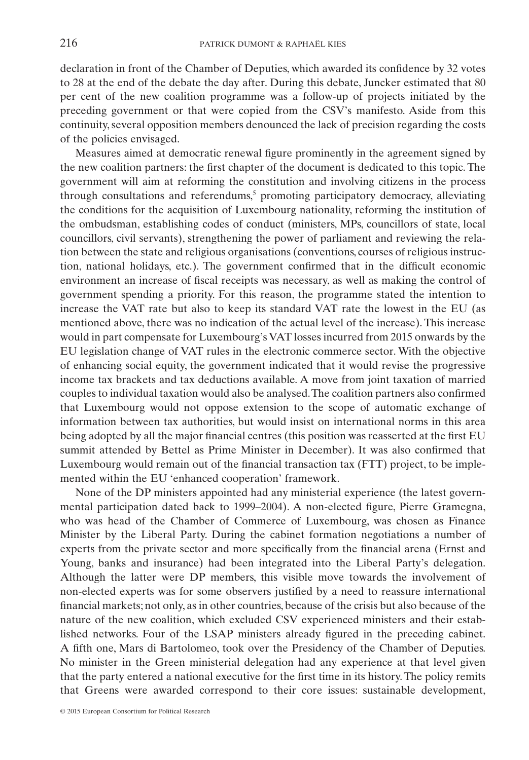declaration in front of the Chamber of Deputies, which awarded its confidence by 32 votes to 28 at the end of the debate the day after. During this debate, Juncker estimated that 80 per cent of the new coalition programme was a follow-up of projects initiated by the preceding government or that were copied from the CSV's manifesto. Aside from this continuity, several opposition members denounced the lack of precision regarding the costs of the policies envisaged.

Measures aimed at democratic renewal figure prominently in the agreement signed by the new coalition partners: the first chapter of the document is dedicated to this topic. The government will aim at reforming the constitution and involving citizens in the process through consultations and referendums,[5] promoting participatory democracy, alleviating the conditions for the acquisition of Luxembourg nationality, reforming the institution of the ombudsman, establishing codes of conduct (ministers, MPs, councillors of state, local councillors, civil servants), strengthening the power of parliament and reviewing the relation between the state and religious organisations (conventions, courses of religious instruction, national holidays, etc.). The government confirmed that in the difficult economic environment an increase of fiscal receipts was necessary, as well as making the control of government spending a priority. For this reason, the programme stated the intention to increase the VAT rate but also to keep its standard VAT rate the lowest in the EU (as mentioned above, there was no indication of the actual level of the increase). This increase would in part compensate for Luxembourg's VAT losses incurred from 2015 onwards by the EU legislation change of VAT rules in the electronic commerce sector. With the objective of enhancing social equity, the government indicated that it would revise the progressive income tax brackets and tax deductions available. A move from joint taxation of married couples to individual taxation would also be analysed. The coalition partners also confirmed that Luxembourg would not oppose extension to the scope of automatic exchange of information between tax authorities, but would insist on international norms in this area being adopted by all the major financial centres (this position was reasserted at the first EU summit attended by Bettel as Prime Minister in December). It was also confirmed that Luxembourg would remain out of the financial transaction tax (FTT) project, to be implemented within the EU 'enhanced cooperation' framework.

None of the DP ministers appointed had any ministerial experience (the latest governmental participation dated back to 1999–2004). A non-elected figure, Pierre Gramegna, who was head of the Chamber of Commerce of Luxembourg, was chosen as Finance Minister by the Liberal Party. During the cabinet formation negotiations a number of experts from the private sector and more specifically from the financial arena (Ernst and Young, banks and insurance) had been integrated into the Liberal Party's delegation. Although the latter were DP members, this visible move towards the involvement of non-elected experts was for some observers justified by a need to reassure international financial markets; not only, as in other countries, because of the crisis but also because of the nature of the new coalition, which excluded CSV experienced ministers and their established networks. Four of the LSAP ministers already figured in the preceding cabinet. A fifth one, Mars di Bartolomeo, took over the Presidency of the Chamber of Deputies. No minister in the Green ministerial delegation had any experience at that level given that the party entered a national executive for the first time in its history. The policy remits that Greens were awarded correspond to their core issues: sustainable development,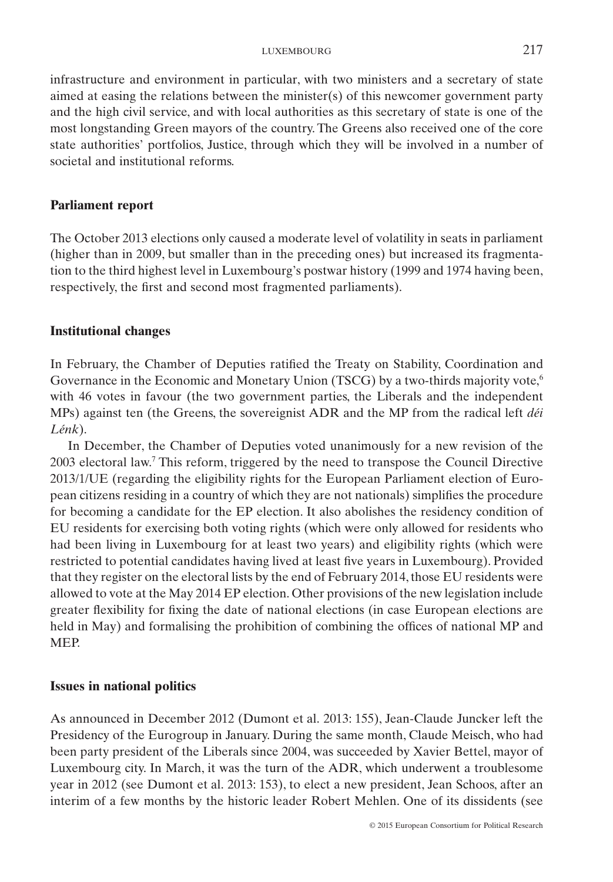infrastructure and environment in particular, with two ministers and a secretary of state aimed at easing the relations between the minister(s) of this newcomer government party and the high civil service, and with local authorities as this secretary of state is one of the most longstanding Green mayors of the country. The Greens also received one of the core state authorities' portfolios, Justice, through which they will be involved in a number of societal and institutional reforms.

## Parliament report

The October 2013 elections only caused a moderate level of volatility in seats in parliament (higher than in 2009, but smaller than in the preceding ones) but increased its fragmentation to the third highest level in Luxembourg's postwar history (1999 and 1974 having been, respectively, the first and second most fragmented parliaments).

## Institutional changes

In February, the Chamber of Deputies ratified the Treaty on Stability, Coordination and Governance in the Economic and Monetary Union (TSCG) by a two-thirds majority vote,[6] with 46 votes in favour (the two government parties, the Liberals and the independent MPs) against ten (the Greens, the sovereignist ADR and the MP from the radical left *déi Lénk*).

In December, the Chamber of Deputies voted unanimously for a new revision of the 2003 electoral law.[7] This reform, triggered by the need to transpose the Council Directive 2013/1/UE (regarding the eligibility rights for the European Parliament election of European citizens residing in a country of which they are not nationals) simplifies the procedure for becoming a candidate for the EP election. It also abolishes the residency condition of EU residents for exercising both voting rights (which were only allowed for residents who had been living in Luxembourg for at least two years) and eligibility rights (which were restricted to potential candidates having lived at least five years in Luxembourg). Provided that they register on the electoral lists by the end of February 2014, those EU residents were allowed to vote at the May 2014 EP election. Other provisions of the new legislation include greater flexibility for fixing the date of national elections (in case European elections are held in May) and formalising the prohibition of combining the offices of national MP and MEP.

## Issues in national politics

As announced in December 2012 (Dumont et al. 2013: 155), Jean-Claude Juncker left the Presidency of the Eurogroup in January. During the same month, Claude Meisch, who had been party president of the Liberals since 2004, was succeeded by Xavier Bettel, mayor of Luxembourg city. In March, it was the turn of the ADR, which underwent a troublesome year in 2012 (see Dumont et al. 2013: 153), to elect a new president, Jean Schoos, after an interim of a few months by the historic leader Robert Mehlen. One of its dissidents (see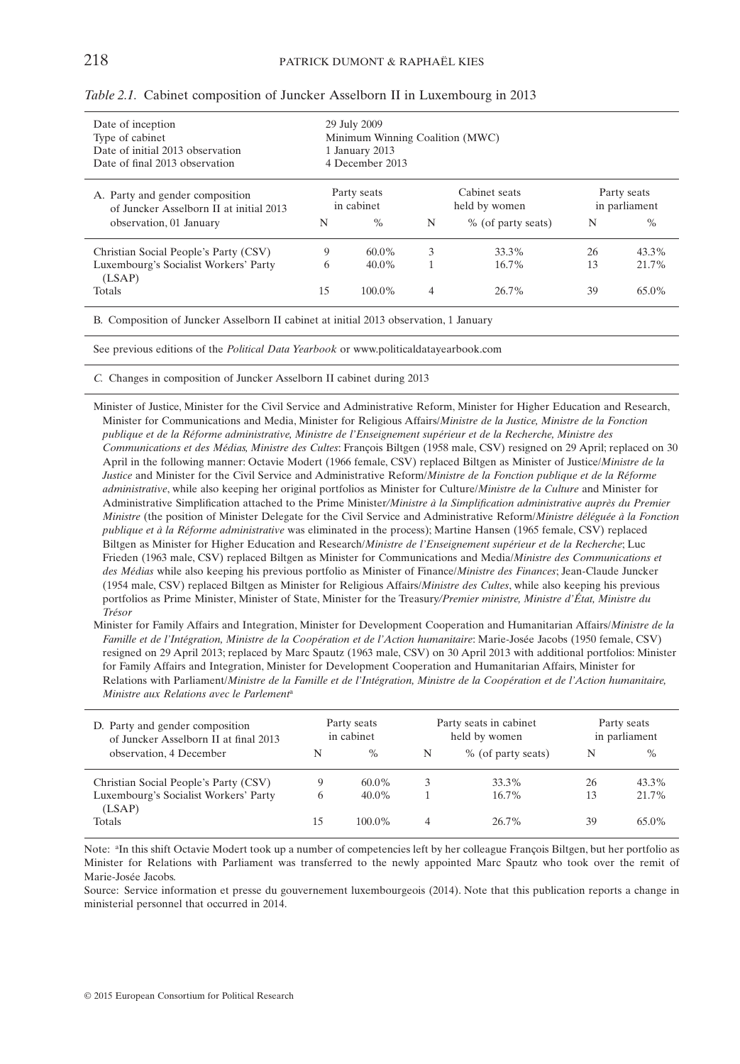*Table 2.1.* Cabinet composition of Juncker Asselborn II in Luxembourg in 2013

| | |
|---|---|
| Date of inception | 29 July 2009 |
| Type of cabinet | Minimum Winning Coalition (MWC) |
| Date of initial 2013 observation | 1 January 2013 |
| Date of final 2013 observation | 4 December 2013 |

| A. Party and gender composition of Juncker Asselborn II at initial 2013 observation, 01 January | Party seats in cabinet | | Cabinet seats held by women | | Party seats in parliament | |
|---|---|---|---|---|---|---|
| | N | % | N | % (of party seats) | N | % |
| Christian Social People's Party (CSV) | 9 | 60.0% | 3 | 33.3% | 26 | 43.3% |
| Luxembourg's Socialist Workers' Party (LSAP) | 6 | 40.0% | 1 | 16.7% | 13 | 21.7% |
| Totals | 15 | 100.0% | 4 | 26.7% | 39 | 65.0% |

B. Composition of Juncker Asselborn II cabinet at initial 2013 observation, 1 January

See previous editions of the *Political Data Yearbook* or www.politicaldatayearbook.com

*C.* Changes in composition of Juncker Asselborn II cabinet during 2013

Minister of Justice, Minister for the Civil Service and Administrative Reform, Minister for Higher Education and Research, Minister for Communications and Media, Minister for Religious Affairs/*Ministre de la Justice, Ministre de la Fonction publique et de la Réforme administrative, Ministre de l'Enseignement supérieur et de la Recherche, Ministre des Communications et des Médias, Ministre des Cultes*: François Biltgen (1958 male, CSV) resigned on 29 April; replaced on 30 April in the following manner: Octavie Modert (1966 female, CSV) replaced Biltgen as Minister of Justice/*Ministre de la Justice* and Minister for the Civil Service and Administrative Reform/*Ministre de la Fonction publique et de la Réforme administrative*, while also keeping her original portfolios as Minister for Culture/*Ministre de la Culture* and Minister for Administrative Simplification attached to the Prime Minister/*Ministre à la Simplification administrative auprès du Premier Ministre* (the position of Minister Delegate for the Civil Service and Administrative Reform/*Ministre déléguée à la Fonction publique et à la Réforme administrative* was eliminated in the process); Martine Hansen (1965 female, CSV) replaced Biltgen as Minister for Higher Education and Research/*Ministre de l'Enseignement supérieur et de la Recherche*; Luc Frieden (1963 male, CSV) replaced Biltgen as Minister for Communications and Media/*Ministre des Communications et des Médias* while also keeping his previous portfolio as Minister of Finance/*Ministre des Finances*; Jean-Claude Juncker (1954 male, CSV) replaced Biltgen as Minister for Religious Affairs/*Ministre des Cultes*, while also keeping his previous portfolios as Prime Minister, Minister of State, Minister for the Treasury/*Premier ministre, Ministre d'État, Ministre du Trésor*

Minister for Family Affairs and Integration, Minister for Development Cooperation and Humanitarian Affairs/*Ministre de la Famille et de l'Intégration, Ministre de la Coopération et de l'Action humanitaire*: Marie-Josée Jacobs (1950 female, CSV) resigned on 29 April 2013; replaced by Marc Spautz (1963 male, CSV) on 30 April 2013 with additional portfolios: Minister for Family Affairs and Integration, Minister for Development Cooperation and Humanitarian Affairs, Minister for Relations with Parliament/*Ministre de la Famille et de l'Intégration, Ministre de la Coopération et de l'Action humanitaire, Ministre aux Relations avec le Parlement*[a]

| D. Party and gender composition of Juncker Asselborn II at final 2013 observation, 4 December | Party seats in cabinet | | Party seats in cabinet held by women | | Party seats in parliament | |
|---|---|---|---|---|---|---|
| | N | % | N | % (of party seats) | N | % |
| Christian Social People's Party (CSV) | 9 | 60.0% | 3 | 33.3% | 26 | 43.3% |
| Luxembourg's Socialist Workers' Party (LSAP) | 6 | 40.0% | 1 | 16.7% | 13 | 21.7% |
| Totals | 15 | 100.0% | 4 | 26.7% | 39 | 65.0% |

Note: [a]In this shift Octavie Modert took up a number of competencies left by her colleague François Biltgen, but her portfolio as Minister for Relations with Parliament was transferred to the newly appointed Marc Spautz who took over the remit of Marie-Josée Jacobs.

Source: Service information et presse du gouvernement luxembourgeois (2014). Note that this publication reports a change in ministerial personnel that occurred in 2014.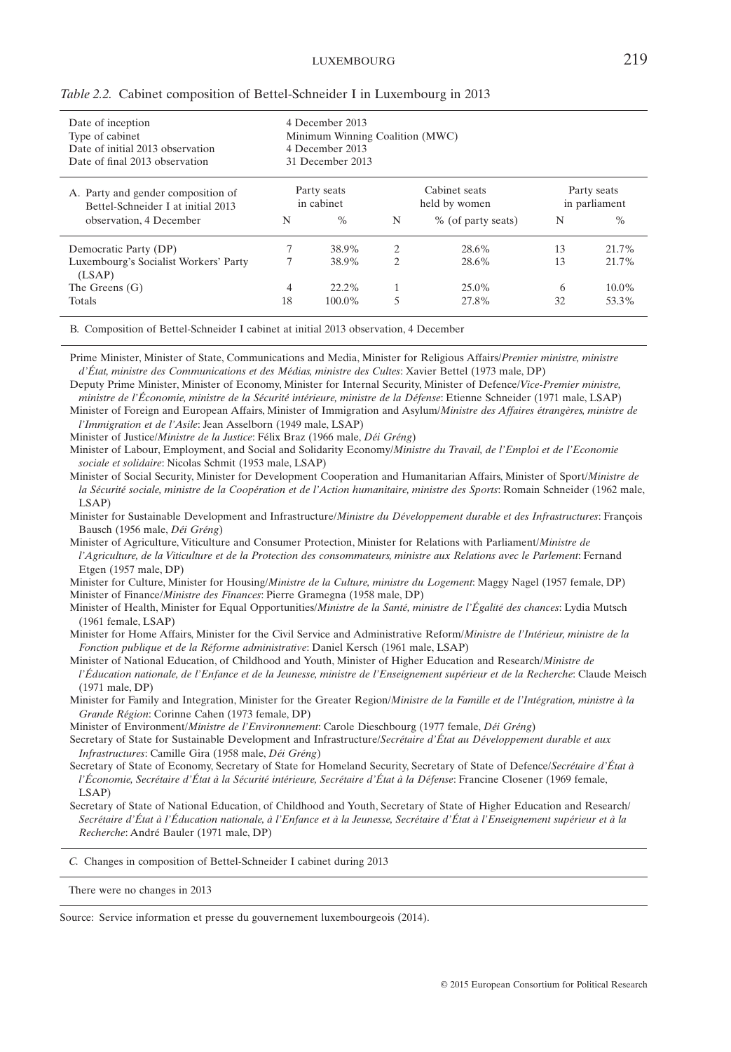*Table 2.2.* Cabinet composition of Bettel-Schneider I in Luxembourg in 2013

| | |
|---|---|
| Date of inception | 4 December 2013 |
| Type of cabinet | Minimum Winning Coalition (MWC) |
| Date of initial 2013 observation | 4 December 2013 |
| Date of final 2013 observation | 31 December 2013 |

| A. Party and gender composition of Bettel-Schneider I at initial 2013 observation, 4 December | Party seats in cabinet | | Cabinet seats held by women | | Party seats in parliament | |
|---|---|---|---|---|---|---|
| | N | % | N | % (of party seats) | N | % |
| Democratic Party (DP) | 7 | 38.9% | 2 | 28.6% | 13 | 21.7% |
| Luxembourg's Socialist Workers' Party (LSAP) | 7 | 38.9% | 2 | 28.6% | 13 | 21.7% |
| The Greens (G) | 4 | 22.2% | 1 | 25.0% | 6 | 10.0% |
| Totals | 18 | 100.0% | 5 | 27.8% | 32 | 53.3% |

B. Composition of Bettel-Schneider I cabinet at initial 2013 observation, 4 December

Prime Minister, Minister of State, Communications and Media, Minister for Religious Affairs/*Premier ministre, ministre d'État, ministre des Communications et des Médias, ministre des Cultes*: Xavier Bettel (1973 male, DP)

Deputy Prime Minister, Minister of Economy, Minister for Internal Security, Minister of Defence/*Vice-Premier ministre, ministre de l'Économie, ministre de la Sécurité intérieure, ministre de la Défense*: Etienne Schneider (1971 male, LSAP)

Minister of Foreign and European Affairs, Minister of Immigration and Asylum/*Ministre des Affaires étrangères, ministre de l'Immigration et de l'Asile*: Jean Asselborn (1949 male, LSAP)

Minister of Justice/*Ministre de la Justice*: Félix Braz (1966 male, *Déi Gréng*)

Minister of Labour, Employment, and Social and Solidarity Economy/*Ministre du Travail, de l'Emploi et de l'Economie sociale et solidaire*: Nicolas Schmit (1953 male, LSAP)

Minister of Social Security, Minister for Development Cooperation and Humanitarian Affairs, Minister of Sport/*Ministre de la Sécurité sociale, ministre de la Coopération et de l'Action humanitaire, ministre des Sports*: Romain Schneider (1962 male, LSAP)

Minister for Sustainable Development and Infrastructure/*Ministre du Développement durable et des Infrastructures*: François Bausch (1956 male, *Déi Gréng*)

Minister of Agriculture, Viticulture and Consumer Protection, Minister for Relations with Parliament/*Ministre de l'Agriculture, de la Viticulture et de la Protection des consommateurs, ministre aux Relations avec le Parlement*: Fernand Etgen (1957 male, DP)

Minister for Culture, Minister for Housing/*Ministre de la Culture, ministre du Logement*: Maggy Nagel (1957 female, DP)

Minister of Finance/*Ministre des Finances*: Pierre Gramegna (1958 male, DP)

Minister of Health, Minister for Equal Opportunities/*Ministre de la Santé, ministre de l'Égalité des chances*: Lydia Mutsch (1961 female, LSAP)

Minister for Home Affairs, Minister for the Civil Service and Administrative Reform/*Ministre de l'Intérieur, ministre de la Fonction publique et de la Réforme administrative*: Daniel Kersch (1961 male, LSAP)

Minister of National Education, of Childhood and Youth, Minister of Higher Education and Research/*Ministre de l'Éducation nationale, de l'Enfance et de la Jeunesse, ministre de l'Enseignement supérieur et de la Recherche*: Claude Meisch (1971 male, DP)

Minister for Family and Integration, Minister for the Greater Region/*Ministre de la Famille et de l'Intégration, ministre à la Grande Région*: Corinne Cahen (1973 female, DP)

Minister of Environment/*Ministre de l'Environnement*: Carole Dieschbourg (1977 female, *Déi Gréng*)

Secretary of State for Sustainable Development and Infrastructure/*Secrétaire d'État au Développement durable et aux Infrastructures*: Camille Gira (1958 male, *Déi Gréng*)

Secretary of State of Economy, Secretary of State for Homeland Security, Secretary of State of Defence/*Secrétaire d'État à l'Économie, Secrétaire d'État à la Sécurité intérieure, Secrétaire d'État à la Défense*: Francine Closener (1969 female, LSAP)

Secretary of State of National Education, of Childhood and Youth, Secretary of State of Higher Education and Research/*Secrétaire d'État à l'Éducation nationale, à l'Enfance et à la Jeunesse, Secrétaire d'État à l'Enseignement supérieur et à la Recherche*: André Bauler (1971 male, DP)

*C.* Changes in composition of Bettel-Schneider I cabinet during 2013

There were no changes in 2013

Source: Service information et presse du gouvernement luxembourgeois (2014).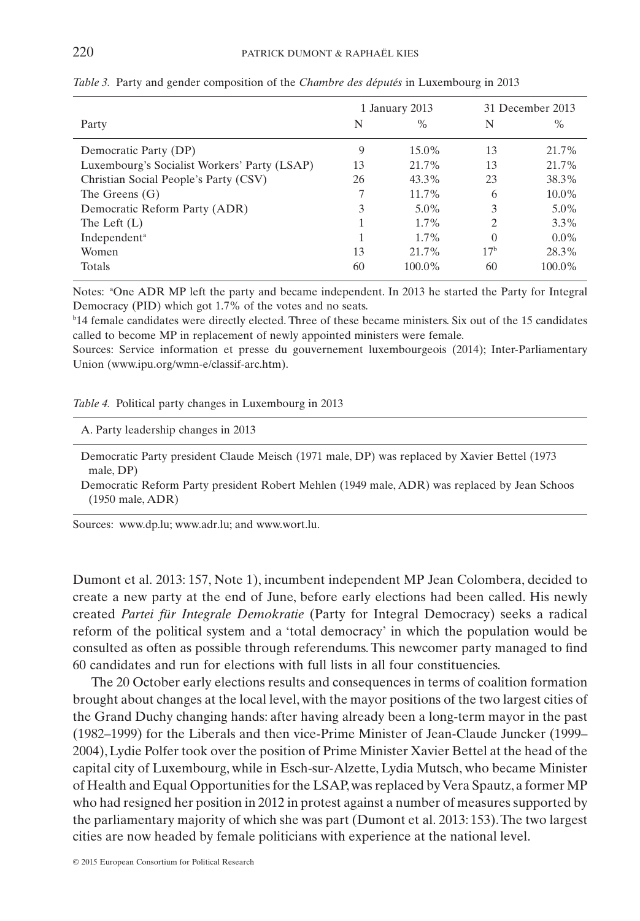*Table 3.* Party and gender composition of the *Chambre des députés* in Luxembourg in 2013

| Party | 1 January 2013 | | 31 December 2013 | |
|---|---|---|---|---|
| | N | % | N | % |
| Democratic Party (DP) | 9 | 15.0% | 13 | 21.7% |
| Luxembourg's Socialist Workers' Party (LSAP) | 13 | 21.7% | 13 | 21.7% |
| Christian Social People's Party (CSV) | 26 | 43.3% | 23 | 38.3% |
| The Greens (G) | 7 | 11.7% | 6 | 10.0% |
| Democratic Reform Party (ADR) | 3 | 5.0% | 3 | 5.0% |
| The Left (L) | 1 | 1.7% | 2 | 3.3% |
| Independent[a] | 1 | 1.7% | 0 | 0.0% |
| Women | 13 | 21.7% | 17[b] | 28.3% |
| Totals | 60 | 100.0% | 60 | 100.0% |

Notes: [a]One ADR MP left the party and became independent. In 2013 he started the Party for Integral Democracy (PID) which got 1.7% of the votes and no seats.

[b]14 female candidates were directly elected. Three of these became ministers. Six out of the 15 candidates called to become MP in replacement of newly appointed ministers were female.

Sources: Service information et presse du gouvernement luxembourgeois (2014); Inter-Parliamentary Union (www.ipu.org/wmn-e/classif-arc.htm).

*Table 4.* Political party changes in Luxembourg in 2013

| A. Party leadership changes in 2013 |
|---|
| Democratic Party president Claude Meisch (1971 male, DP) was replaced by Xavier Bettel (1973 male, DP) |
| Democratic Reform Party president Robert Mehlen (1949 male, ADR) was replaced by Jean Schoos (1950 male, ADR) |

Sources: www.dp.lu; www.adr.lu; and www.wort.lu.

Dumont et al. 2013: 157, Note 1), incumbent independent MP Jean Colombera, decided to create a new party at the end of June, before early elections had been called. His newly created *Partei für Integrale Demokratie* (Party for Integral Democracy) seeks a radical reform of the political system and a 'total democracy' in which the population would be consulted as often as possible through referendums. This newcomer party managed to find 60 candidates and run for elections with full lists in all four constituencies.

The 20 October early elections results and consequences in terms of coalition formation brought about changes at the local level, with the mayor positions of the two largest cities of the Grand Duchy changing hands: after having already been a long-term mayor in the past (1982–1999) for the Liberals and then vice-Prime Minister of Jean-Claude Juncker (1999–2004), Lydie Polfer took over the position of Prime Minister Xavier Bettel at the head of the capital city of Luxembourg, while in Esch-sur-Alzette, Lydia Mutsch, who became Minister of Health and Equal Opportunities for the LSAP, was replaced by Vera Spautz, a former MP who had resigned her position in 2012 in protest against a number of measures supported by the parliamentary majority of which she was part (Dumont et al. 2013: 153). The two largest cities are now headed by female politicians with experience at the national level.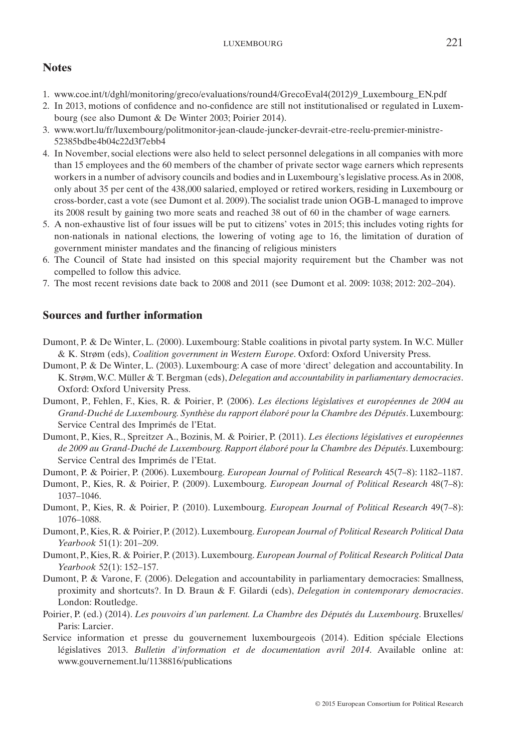## Notes

1. www.coe.int/t/dghl/monitoring/greco/evaluations/round4/GrecoEval4(2012)9_Luxembourg_EN.pdf
2. In 2013, motions of confidence and no-confidence are still not institutionalised or regulated in Luxembourg (see also Dumont & De Winter 2003; Poirier 2014).
3. www.wort.lu/fr/luxembourg/politmonitor-jean-claude-juncker-devrait-etre-reelu-premier-ministre-52385bdbe4b04c22d3f7ebb4
4. In November, social elections were also held to select personnel delegations in all companies with more than 15 employees and the 60 members of the chamber of private sector wage earners which represents workers in a number of advisory councils and bodies and in Luxembourg's legislative process. As in 2008, only about 35 per cent of the 438,000 salaried, employed or retired workers, residing in Luxembourg or cross-border, cast a vote (see Dumont et al. 2009). The socialist trade union OGB-L managed to improve its 2008 result by gaining two more seats and reached 38 out of 60 in the chamber of wage earners.
5. A non-exhaustive list of four issues will be put to citizens' votes in 2015; this includes voting rights for non-nationals in national elections, the lowering of voting age to 16, the limitation of duration of government minister mandates and the financing of religious ministers
6. The Council of State had insisted on this special majority requirement but the Chamber was not compelled to follow this advice.
7. The most recent revisions date back to 2008 and 2011 (see Dumont et al. 2009: 1038; 2012: 202–204).

## Sources and further information

Dumont, P. & De Winter, L. (2000). Luxembourg: Stable coalitions in pivotal party system. In W.C. Müller & K. Strøm (eds), *Coalition government in Western Europe*. Oxford: Oxford University Press.

Dumont, P. & De Winter, L. (2003). Luxembourg: A case of more 'direct' delegation and accountability. In K. Strøm, W.C. Müller & T. Bergman (eds), *Delegation and accountability in parliamentary democracies*. Oxford: Oxford University Press.

Dumont, P., Fehlen, F., Kies, R. & Poirier, P. (2006). *Les élections législatives et européennes de 2004 au Grand-Duché de Luxembourg. Synthèse du rapport élaboré pour la Chambre des Députés*. Luxembourg: Service Central des Imprimés de l'Etat.

Dumont, P., Kies, R., Spreitzer A., Bozinis, M. & Poirier, P. (2011). *Les élections législatives et européennes de 2009 au Grand-Duché de Luxembourg. Rapport élaboré pour la Chambre des Députés*. Luxembourg: Service Central des Imprimés de l'Etat.

Dumont, P. & Poirier, P. (2006). Luxembourg. *European Journal of Political Research* 45(7–8): 1182–1187.

Dumont, P., Kies, R. & Poirier, P. (2009). Luxembourg. *European Journal of Political Research* 48(7–8): 1037–1046.

Dumont, P., Kies, R. & Poirier, P. (2010). Luxembourg. *European Journal of Political Research* 49(7–8): 1076–1088.

Dumont, P., Kies, R. & Poirier, P. (2012). Luxembourg. *European Journal of Political Research Political Data Yearbook* 51(1): 201–209.

Dumont, P., Kies, R. & Poirier, P. (2013). Luxembourg. *European Journal of Political Research Political Data Yearbook* 52(1): 152–157.

Dumont, P. & Varone, F. (2006). Delegation and accountability in parliamentary democracies: Smallness, proximity and shortcuts?. In D. Braun & F. Gilardi (eds), *Delegation in contemporary democracies*. London: Routledge.

Poirier, P. (ed.) (2014). *Les pouvoirs d'un parlement. La Chambre des Députés du Luxembourg*. Bruxelles/Paris: Larcier.

Service information et presse du gouvernement luxembourgeois (2014). Edition spéciale Elections législatives 2013. *Bulletin d'information et de documentation avril 2014*. Available online at: www.gouvernement.lu/1138816/publications